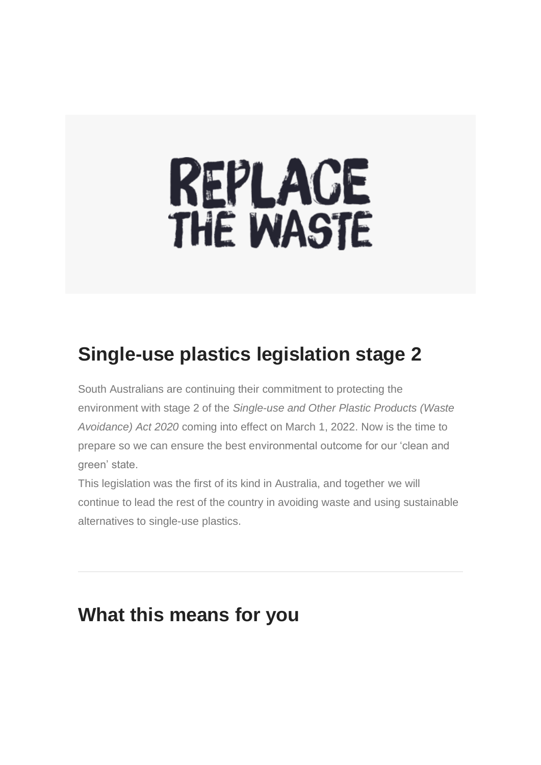REPLACE THE WASTE

## Single-use plastics legislation stage 2

South Australians are continuing their commitment to protecting the environment with stage 2 of the *Single-use and Other Plastic Products (Waste Avoidance) Act 2020* coming into effect on March 1, 2022. Now is the time to prepare so we can ensure the best environmental outcome for our 'clean and green' state.

This legislation was the first of its kind in Australia, and together we will continue to lead the rest of the country in avoiding waste and using sustainable alternatives to single-use plastics.

---

## What this means for you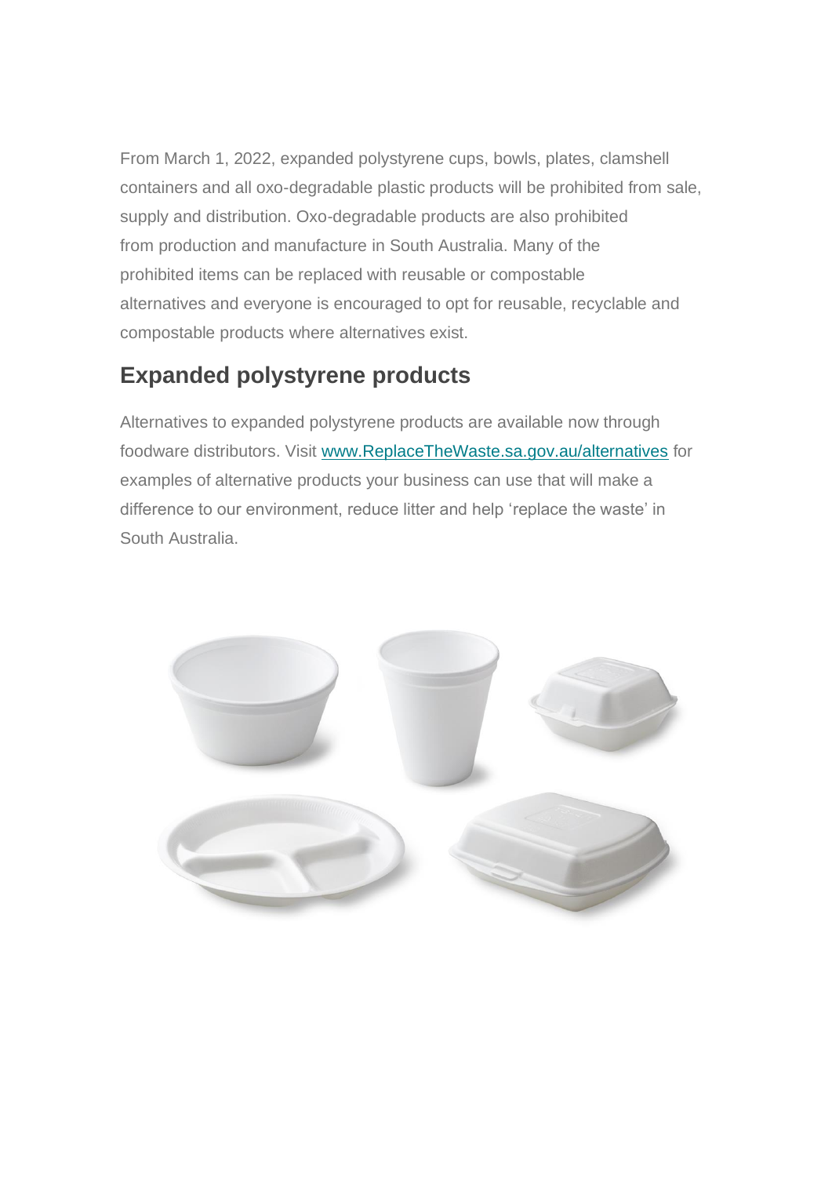From March 1, 2022, expanded polystyrene cups, bowls, plates, clamshell containers and all oxo-degradable plastic products will be prohibited from sale, supply and distribution. Oxo-degradable products are also prohibited from production and manufacture in South Australia. Many of the prohibited items can be replaced with reusable or compostable alternatives and everyone is encouraged to opt for reusable, recyclable and compostable products where alternatives exist.

## Expanded polystyrene products

Alternatives to expanded polystyrene products are available now through foodware distributors. Visit [www.ReplaceTheWaste.sa.gov.au/alternatives](www.ReplaceTheWaste.sa.gov.au/alternatives) for examples of alternative products your business can use that will make a difference to our environment, reduce litter and help 'replace the waste' in South Australia.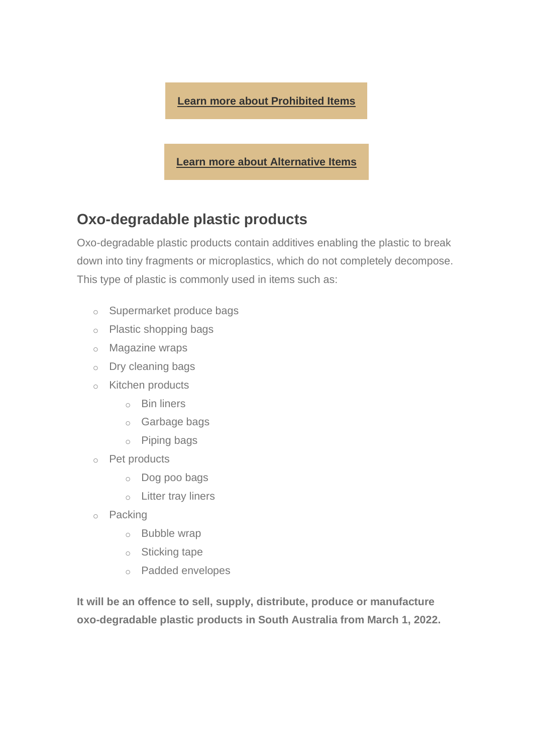**Learn more about Prohibited Items**

**Learn more about Alternative Items**

## Oxo-degradable plastic products

Oxo-degradable plastic products contain additives enabling the plastic to break down into tiny fragments or microplastics, which do not completely decompose. This type of plastic is commonly used in items such as:

- Supermarket produce bags
- Plastic shopping bags
- Magazine wraps
- Dry cleaning bags
- Kitchen products
  - Bin liners
  - Garbage bags
  - Piping bags
- Pet products
  - Dog poo bags
  - Litter tray liners
- Packing
  - Bubble wrap
  - Sticking tape
  - Padded envelopes

**It will be an offence to sell, supply, distribute, produce or manufacture oxo-degradable plastic products in South Australia from March 1, 2022.**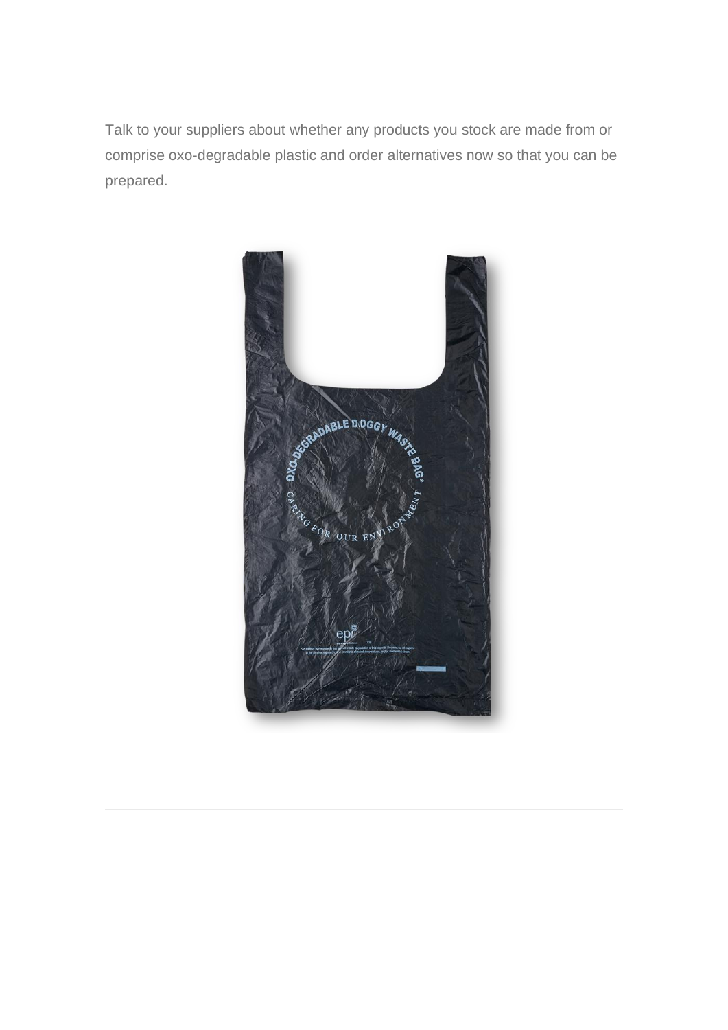Talk to your suppliers about whether any products you stock are made from or comprise oxo-degradable plastic and order alternatives now so that you can be prepared.

---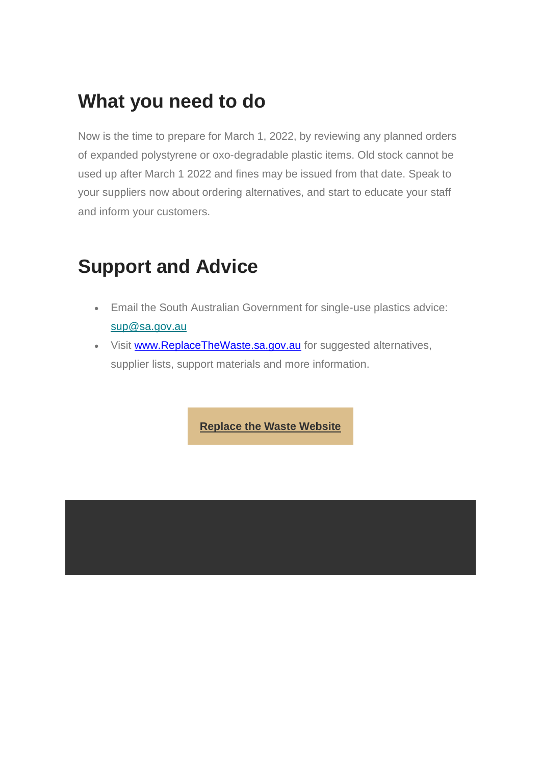## What you need to do

Now is the time to prepare for March 1, 2022, by reviewing any planned orders of expanded polystyrene or oxo-degradable plastic items. Old stock cannot be used up after March 1 2022 and fines may be issued from that date. Speak to your suppliers now about ordering alternatives, and start to educate your staff and inform your customers.

## Support and Advice

- Email the South Australian Government for single-use plastics advice: sup@sa.gov.au
- Visit www.ReplaceTheWaste.sa.gov.au for suggested alternatives, supplier lists, support materials and more information.

**Replace the Waste Website**